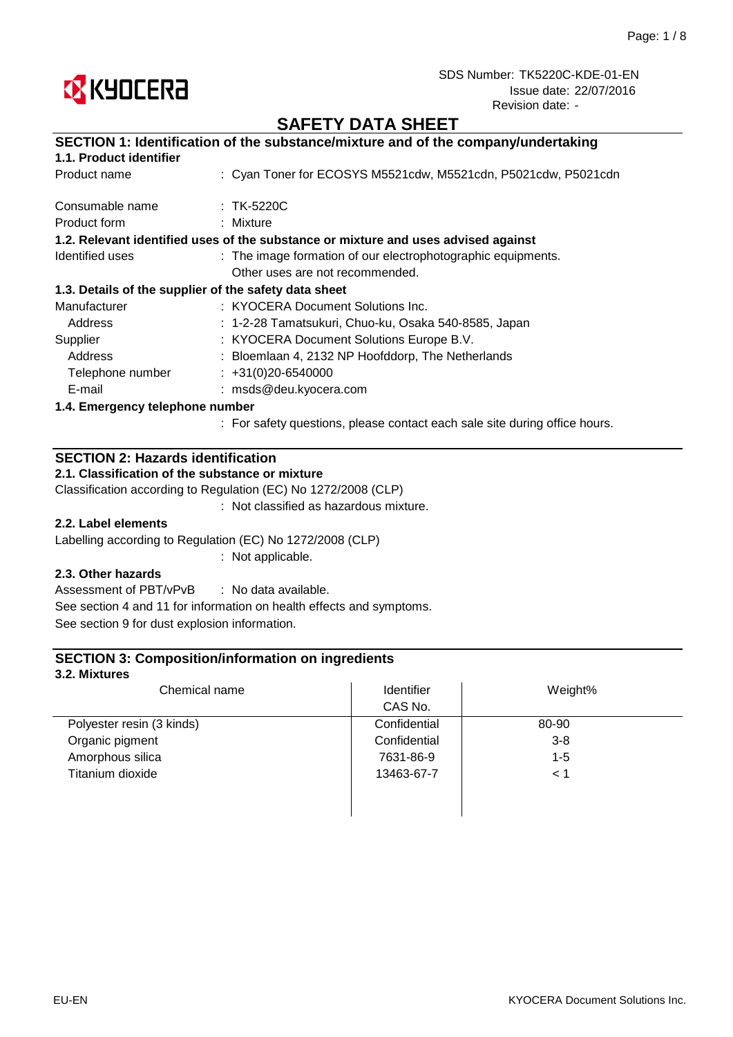KYOCERA

SDS Number: TK5220C-KDE-01-EN
Issue date: 22/07/2016
Revision date: -

# SAFETY DATA SHEET

## SECTION 1: Identification of the substance/mixture and of the company/undertaking

### 1.1. Product identifier

Product name : Cyan Toner for ECOSYS M5521cdw, M5521cdn, P5021cdw, P5021cdn

Consumable name : TK-5220C

Product form : Mixture

### 1.2. Relevant identified uses of the substance or mixture and uses advised against

Identified uses : The image formation of our electrophotographic equipments.
Other uses are not recommended.

### 1.3. Details of the supplier of the safety data sheet

Manufacturer : KYOCERA Document Solutions Inc.
Address : 1-2-28 Tamatsukuri, Chuo-ku, Osaka 540-8585, Japan

Supplier : KYOCERA Document Solutions Europe B.V.
Address : Bloemlaan 4, 2132 NP Hoofddorp, The Netherlands
Telephone number : +31(0)20-6540000
E-mail : msds@deu.kyocera.com

### 1.4. Emergency telephone number

: For safety questions, please contact each sale site during office hours.

## SECTION 2: Hazards identification

### 2.1. Classification of the substance or mixture

Classification according to Regulation (EC) No 1272/2008 (CLP)

: Not classified as hazardous mixture.

### 2.2. Label elements

Labelling according to Regulation (EC) No 1272/2008 (CLP)

: Not applicable.

### 2.3. Other hazards

Assessment of PBT/vPvB : No data available.

See section 4 and 11 for information on health effects and symptoms.

See section 9 for dust explosion information.

## SECTION 3: Composition/information on ingredients

### 3.2. Mixtures

| Chemical name | Identifier CAS No. | Weight% |
|---|---|---|
| Polyester resin (3 kinds) | Confidential | 80-90 |
| Organic pigment | Confidential | 3-8 |
| Amorphous silica | 7631-86-9 | 1-5 |
| Titanium dioxide | 13463-67-7 | < 1 |

EU-EN

KYOCERA Document Solutions Inc.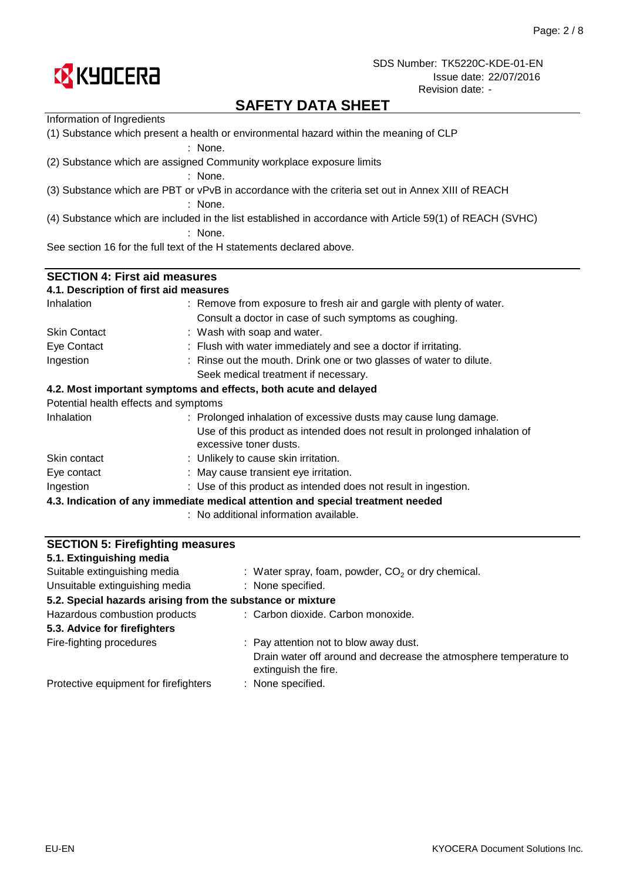Information of Ingredients

(1) Substance which present a health or environmental hazard within the meaning of CLP

: None.

(2) Substance which are assigned Community workplace exposure limits

: None.

(3) Substance which are PBT or vPvB in accordance with the criteria set out in Annex XIII of REACH

: None.

(4) Substance which are included in the list established in accordance with Article 59(1) of REACH (SVHC)

: None.

See section 16 for the full text of the H statements declared above.

## SECTION 4: First aid measures

### 4.1. Description of first aid measures

| | |
|---|---|
| Inhalation | : Remove from exposure to fresh air and gargle with plenty of water. Consult a doctor in case of such symptoms as coughing. |
| Skin Contact | : Wash with soap and water. |
| Eye Contact | : Flush with water immediately and see a doctor if irritating. |
| Ingestion | : Rinse out the mouth. Drink one or two glasses of water to dilute. Seek medical treatment if necessary. |

### 4.2. Most important symptoms and effects, both acute and delayed

Potential health effects and symptoms

| | |
|---|---|
| Inhalation | : Prolonged inhalation of excessive dusts may cause lung damage. Use of this product as intended does not result in prolonged inhalation of excessive toner dusts. |
| Skin contact | : Unlikely to cause skin irritation. |
| Eye contact | : May cause transient eye irritation. |
| Ingestion | : Use of this product as intended does not result in ingestion. |

### 4.3. Indication of any immediate medical attention and special treatment needed

: No additional information available.

## SECTION 5: Firefighting measures

### 5.1. Extinguishing media

| | |
|---|---|
| Suitable extinguishing media | : Water spray, foam, powder, $CO_2$ or dry chemical. |
| Unsuitable extinguishing media | : None specified. |

### 5.2. Special hazards arising from the substance or mixture

| | |
|---|---|
| Hazardous combustion products | : Carbon dioxide. Carbon monoxide. |

### 5.3. Advice for firefighters

| | |
|---|---|
| Fire-fighting procedures | : Pay attention not to blow away dust. Drain water off around and decrease the atmosphere temperature to extinguish the fire. |
| Protective equipment for firefighters | : None specified. |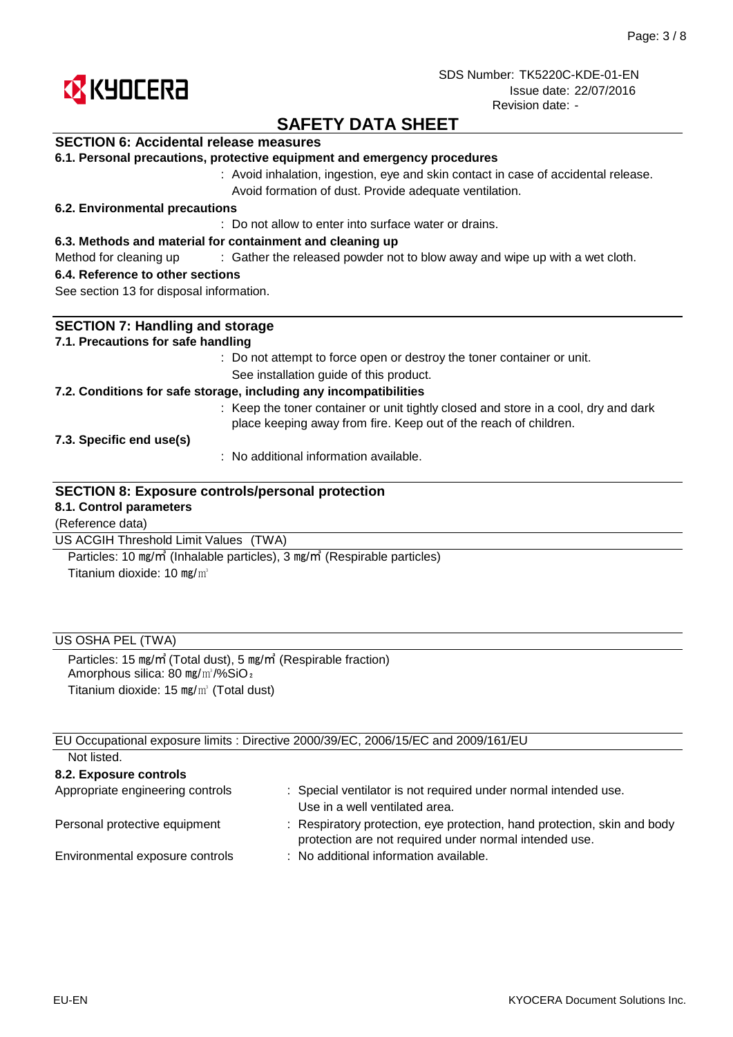# SAFETY DATA SHEET

SDS Number: TK5220C-KDE-01-EN
Issue date: 22/07/2016
Revision date: -

## SECTION 6: Accidental release measures

### 6.1. Personal precautions, protective equipment and emergency procedures

: Avoid inhalation, ingestion, eye and skin contact in case of accidental release. Avoid formation of dust. Provide adequate ventilation.

### 6.2. Environmental precautions

: Do not allow to enter into surface water or drains.

### 6.3. Methods and material for containment and cleaning up

Method for cleaning up : Gather the released powder not to blow away and wipe up with a wet cloth.

### 6.4. Reference to other sections

See section 13 for disposal information.

## SECTION 7: Handling and storage

### 7.1. Precautions for safe handling

: Do not attempt to force open or destroy the toner container or unit.
See installation guide of this product.

### 7.2. Conditions for safe storage, including any incompatibilities

: Keep the toner container or unit tightly closed and store in a cool, dry and dark place keeping away from fire. Keep out of the reach of children.

### 7.3. Specific end use(s)

: No additional information available.

## SECTION 8: Exposure controls/personal protection

### 8.1. Control parameters

(Reference data)

US ACGIH Threshold Limit Values (TWA)

Particles: 10 ㎎/㎥ (Inhalable particles), 3 ㎎/㎥ (Respirable particles)
Titanium dioxide: 10 ㎎/㎥

US OSHA PEL (TWA)

Particles: 15 ㎎/㎥ (Total dust), 5 ㎎/㎥ (Respirable fraction)
Amorphous silica: 80 ㎎/㎥/%$SiO_2$
Titanium dioxide: 15 ㎎/㎥ (Total dust)

EU Occupational exposure limits : Directive 2000/39/EC, 2006/15/EC and 2009/161/EU

Not listed.

### 8.2. Exposure controls

Appropriate engineering controls : Special ventilator is not required under normal intended use. Use in a well ventilated area.

Personal protective equipment : Respiratory protection, eye protection, hand protection, skin and body protection are not required under normal intended use.

Environmental exposure controls : No additional information available.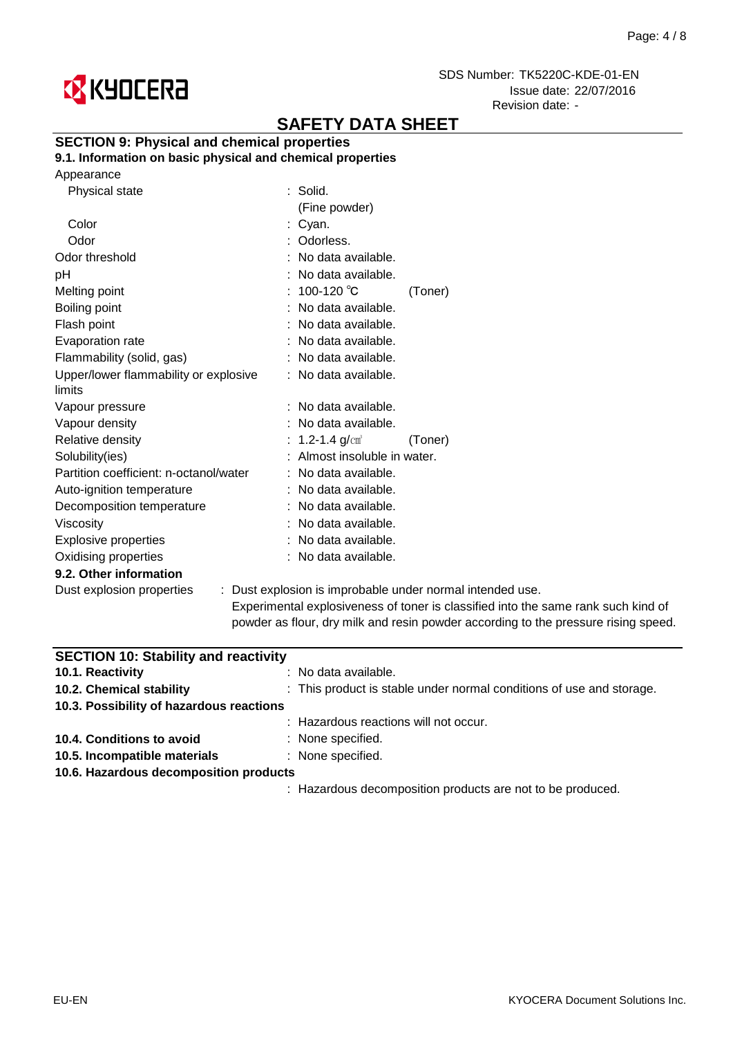# SAFETY DATA SHEET

## SECTION 9: Physical and chemical properties

### 9.1. Information on basic physical and chemical properties

| Property | Value |
|---|---|
| Appearance | |
| Physical state | : Solid. (Fine powder) |
| Color | : Cyan. |
| Odor | : Odorless. |
| Odor threshold | : No data available. |
| pH | : No data available. |
| Melting point | : 100-120 ℃ (Toner) |
| Boiling point | : No data available. |
| Flash point | : No data available. |
| Evaporation rate | : No data available. |
| Flammability (solid, gas) | : No data available. |
| Upper/lower flammability or explosive limits | : No data available. |
| Vapour pressure | : No data available. |
| Vapour density | : No data available. |
| Relative density | : 1.2-1.4 g/㎤ (Toner) |
| Solubility(ies) | : Almost insoluble in water. |
| Partition coefficient: n-octanol/water | : No data available. |
| Auto-ignition temperature | : No data available. |
| Decomposition temperature | : No data available. |
| Viscosity | : No data available. |
| Explosive properties | : No data available. |
| Oxidising properties | : No data available. |

### 9.2. Other information

Dust explosion properties : Dust explosion is improbable under normal intended use. Experimental explosiveness of toner is classified into the same rank such kind of powder as flour, dry milk and resin powder according to the pressure rising speed.

## SECTION 10: Stability and reactivity

**10.1. Reactivity** : No data available.

**10.2. Chemical stability** : This product is stable under normal conditions of use and storage.

**10.3. Possibility of hazardous reactions**

: Hazardous reactions will not occur.

**10.4. Conditions to avoid** : None specified.

**10.5. Incompatible materials** : None specified.

**10.6. Hazardous decomposition products**

: Hazardous decomposition products are not to be produced.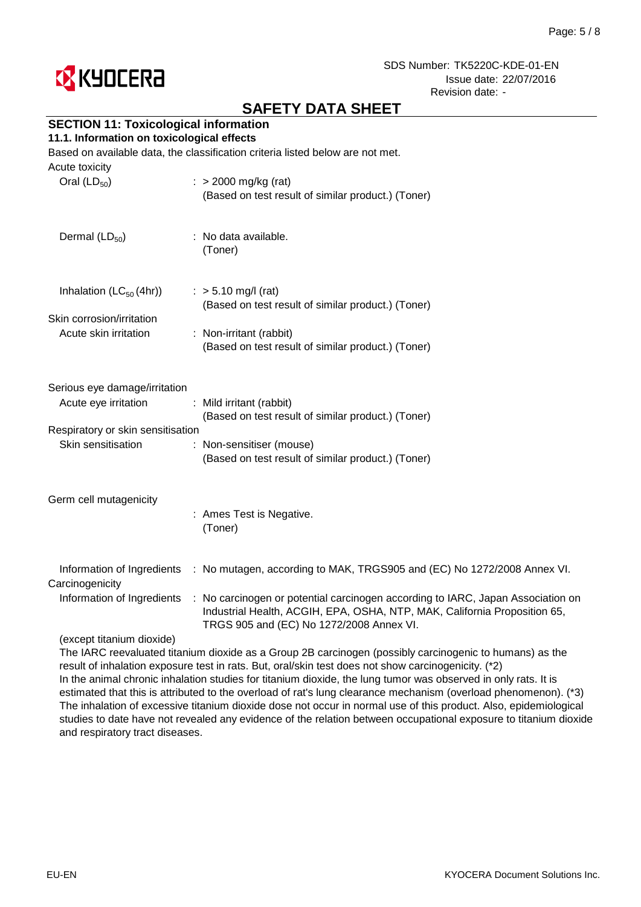# SAFETY DATA SHEET

## SECTION 11: Toxicological information

### 11.1. Information on toxicological effects

Based on available data, the classification criteria listed below are not met.

Acute toxicity

| | |
|---|---|
| Oral ($LD_{50}$) | : > 2000 mg/kg (rat)<br>(Based on test result of similar product.) (Toner) |
| Dermal ($LD_{50}$) | : No data available.<br>(Toner) |
| Inhalation ($LC_{50}$ (4hr)) | : > 5.10 mg/l (rat)<br>(Based on test result of similar product.) (Toner) |

Skin corrosion/irritation

| | |
|---|---|
| Acute skin irritation | : Non-irritant (rabbit)<br>(Based on test result of similar product.) (Toner) |

Serious eye damage/irritation

| | |
|---|---|
| Acute eye irritation | : Mild irritant (rabbit)<br>(Based on test result of similar product.) (Toner) |

Respiratory or skin sensitisation

| | |
|---|---|
| Skin sensitisation | : Non-sensitiser (mouse)<br>(Based on test result of similar product.) (Toner) |

Germ cell mutagenicity

| | |
|---|---|
| | : Ames Test is Negative.<br>(Toner) |
| Information of Ingredients | : No mutagen, according to MAK, TRGS905 and (EC) No 1272/2008 Annex VI. |

Carcinogenicity

| | |
|---|---|
| Information of Ingredients | : No carcinogen or potential carcinogen according to IARC, Japan Association on Industrial Health, ACGIH, EPA, OSHA, NTP, MAK, California Proposition 65, TRGS 905 and (EC) No 1272/2008 Annex VI. |

(except titanium dioxide)

The IARC reevaluated titanium dioxide as a Group 2B carcinogen (possibly carcinogenic to humans) as the result of inhalation exposure test in rats. But, oral/skin test does not show carcinogenicity. (*2)
In the animal chronic inhalation studies for titanium dioxide, the lung tumor was observed in only rats. It is estimated that this is attributed to the overload of rat's lung clearance mechanism (overload phenomenon). (*3)
The inhalation of excessive titanium dioxide dose not occur in normal use of this product. Also, epidemiological studies to date have not revealed any evidence of the relation between occupational exposure to titanium dioxide and respiratory tract diseases.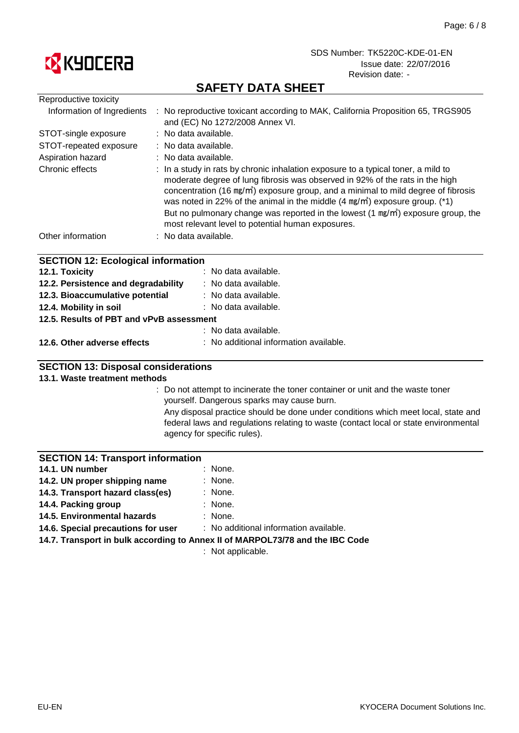Reproductive toxicity

| | |
|---|---|
| Information of Ingredients | : No reproductive toxicant according to MAK, California Proposition 65, TRGS905 and (EC) No 1272/2008 Annex VI. |
| STOT-single exposure | : No data available. |
| STOT-repeated exposure | : No data available. |
| Aspiration hazard | : No data available. |
| Chronic effects | : In a study in rats by chronic inhalation exposure to a typical toner, a mild to moderate degree of lung fibrosis was observed in 92% of the rats in the high concentration (16 ㎎/㎥) exposure group, and a minimal to mild degree of fibrosis was noted in 22% of the animal in the middle (4 ㎎/㎥) exposure group. (*1) But no pulmonary change was reported in the lowest (1 ㎎/㎥) exposure group, the most relevant level to potential human exposures. |
| Other information | : No data available. |

## SECTION 12: Ecological information

| | |
|---|---|
| **12.1. Toxicity** | : No data available. |
| **12.2. Persistence and degradability** | : No data available. |
| **12.3. Bioaccumulative potential** | : No data available. |
| **12.4. Mobility in soil** | : No data available. |

**12.5. Results of PBT and vPvB assessment**

: No data available.

| | |
|---|---|
| **12.6. Other adverse effects** | : No additional information available. |

## SECTION 13: Disposal considerations

**13.1. Waste treatment methods**

: Do not attempt to incinerate the toner container or unit and the waste toner yourself. Dangerous sparks may cause burn.
Any disposal practice should be done under conditions which meet local, state and federal laws and regulations relating to waste (contact local or state environmental agency for specific rules).

## SECTION 14: Transport information

| | |
|---|---|
| **14.1. UN number** | : None. |
| **14.2. UN proper shipping name** | : None. |
| **14.3. Transport hazard class(es)** | : None. |
| **14.4. Packing group** | : None. |
| **14.5. Environmental hazards** | : None. |
| **14.6. Special precautions for user** | : No additional information available. |

**14.7. Transport in bulk according to Annex II of MARPOL73/78 and the IBC Code**

: Not applicable.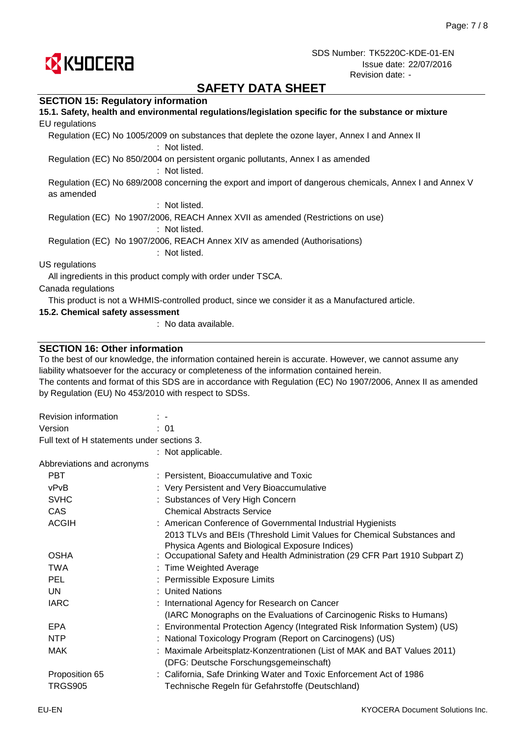## SECTION 15: Regulatory information

### 15.1. Safety, health and environmental regulations/legislation specific for the substance or mixture

EU regulations

Regulation (EC) No 1005/2009 on substances that deplete the ozone layer, Annex I and Annex II
: Not listed.

Regulation (EC) No 850/2004 on persistent organic pollutants, Annex I as amended
: Not listed.

Regulation (EC) No 689/2008 concerning the export and import of dangerous chemicals, Annex I and Annex V as amended
: Not listed.

Regulation (EC) No 1907/2006, REACH Annex XVII as amended (Restrictions on use)
: Not listed.

Regulation (EC) No 1907/2006, REACH Annex XIV as amended (Authorisations)
: Not listed.

US regulations

All ingredients in this product comply with order under TSCA.

Canada regulations

This product is not a WHMIS-controlled product, since we consider it as a Manufactured article.

### 15.2. Chemical safety assessment

: No data available.

## SECTION 16: Other information

To the best of our knowledge, the information contained herein is accurate. However, we cannot assume any liability whatsoever for the accuracy or completeness of the information contained herein.
The contents and format of this SDS are in accordance with Regulation (EC) No 1907/2006, Annex II as amended by Regulation (EU) No 453/2010 with respect to SDSs.

Revision information : -

Version : 01

Full text of H statements under sections 3.
: Not applicable.

Abbreviations and acronyms

| | |
|---|---|
| PBT | : Persistent, Bioaccumulative and Toxic |
| vPvB | : Very Persistent and Very Bioaccumulative |
| SVHC | : Substances of Very High Concern |
| CAS | Chemical Abstracts Service |
| ACGIH | : American Conference of Governmental Industrial Hygienists 2013 TLVs and BEIs (Threshold Limit Values for Chemical Substances and Physica Agents and Biological Exposure Indices) |
| OSHA | : Occupational Safety and Health Administration (29 CFR Part 1910 Subpart Z) |
| TWA | : Time Weighted Average |
| PEL | : Permissible Exposure Limits |
| UN | : United Nations |
| IARC | : International Agency for Research on Cancer (IARC Monographs on the Evaluations of Carcinogenic Risks to Humans) |
| EPA | : Environmental Protection Agency (Integrated Risk Information System) (US) |
| NTP | : National Toxicology Program (Report on Carcinogens) (US) |
| MAK | : Maximale Arbeitsplatz-Konzentrationen (List of MAK and BAT Values 2011) (DFG: Deutsche Forschungsgemeinschaft) |
| Proposition 65 | : California, Safe Drinking Water and Toxic Enforcement Act of 1986 |
| TRGS905 | Technische Regeln für Gefahrstoffe (Deutschland) |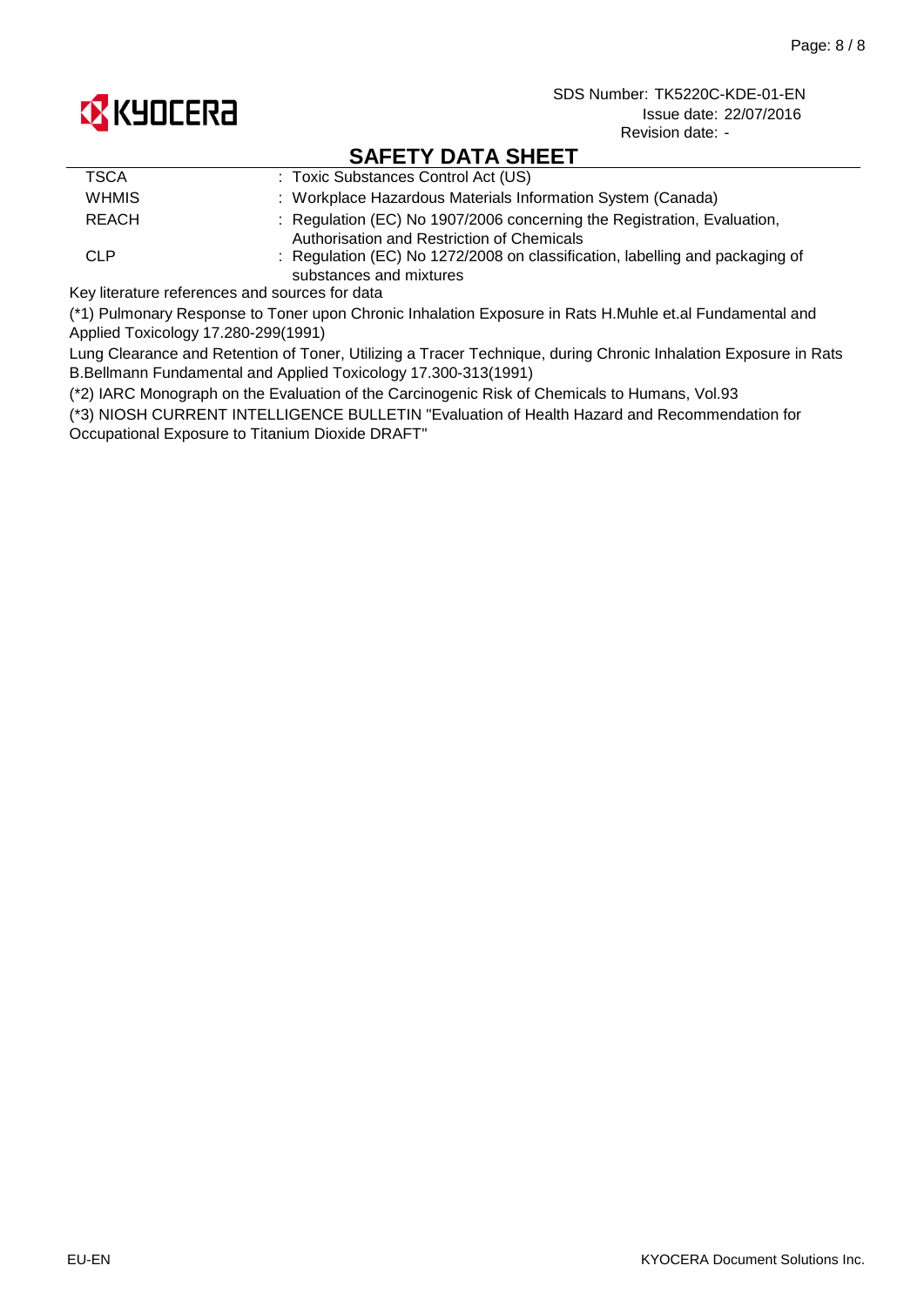| | | |
|---|---|---|
| TSCA | : | Toxic Substances Control Act (US) |
| WHMIS | : | Workplace Hazardous Materials Information System (Canada) |
| REACH | : | Regulation (EC) No 1907/2006 concerning the Registration, Evaluation, Authorisation and Restriction of Chemicals |
| CLP | : | Regulation (EC) No 1272/2008 on classification, labelling and packaging of substances and mixtures |

Key literature references and sources for data

(*1) Pulmonary Response to Toner upon Chronic Inhalation Exposure in Rats H.Muhle et.al Fundamental and Applied Toxicology 17.280-299(1991)

Lung Clearance and Retention of Toner, Utilizing a Tracer Technique, during Chronic Inhalation Exposure in Rats B.Bellmann Fundamental and Applied Toxicology 17.300-313(1991)

(*2) IARC Monograph on the Evaluation of the Carcinogenic Risk of Chemicals to Humans, Vol.93

(*3) NIOSH CURRENT INTELLIGENCE BULLETIN "Evaluation of Health Hazard and Recommendation for Occupational Exposure to Titanium Dioxide DRAFT"